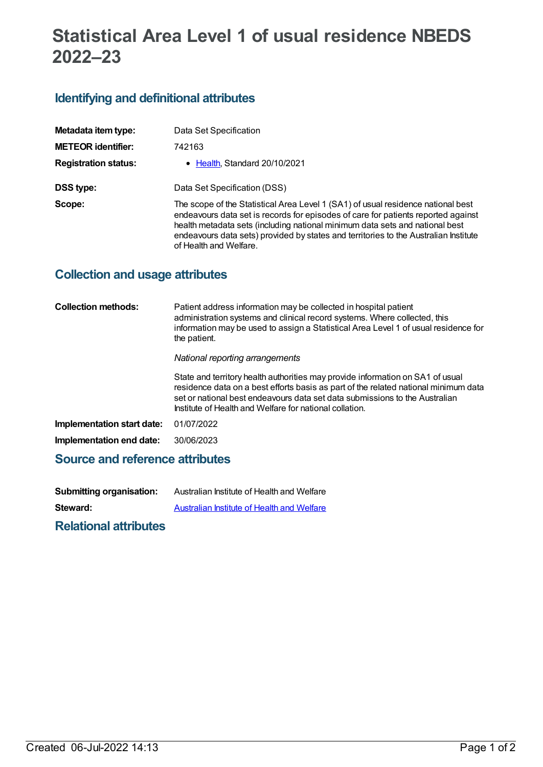# Statistical Area Level 1 of usual residence NBEDS 2022–23

## Identifying and definitional attributes

| | |
|---|---|
| **Metadata item type:** | Data Set Specification |
| **METEOR identifier:** | 742163 |
| **Registration status:** | • Health, Standard 20/10/2021 |
| **DSS type:** | Data Set Specification (DSS) |
| **Scope:** | The scope of the Statistical Area Level 1 (SA1) of usual residence national best endeavours data set is records for episodes of care for patients reported against health metadata sets (including national minimum data sets and national best endeavours data sets) provided by states and territories to the Australian Institute of Health and Welfare. |

## Collection and usage attributes

**Collection methods:**

Patient address information may be collected in hospital patient administration systems and clinical record systems. Where collected, this information may be used to assign a Statistical Area Level 1 of usual residence for the patient.

*National reporting arrangements*

State and territory health authorities may provide information on SA1 of usual residence data on a best efforts basis as part of the related national minimum data set or national best endeavours data set data submissions to the Australian Institute of Health and Welfare for national collation.

| | |
|---|---|
| **Implementation start date:** | 01/07/2022 |
| **Implementation end date:** | 30/06/2023 |

## Source and reference attributes

| | |
|---|---|
| **Submitting organisation:** | Australian Institute of Health and Welfare |
| **Steward:** | Australian Institute of Health and Welfare |

## Relational attributes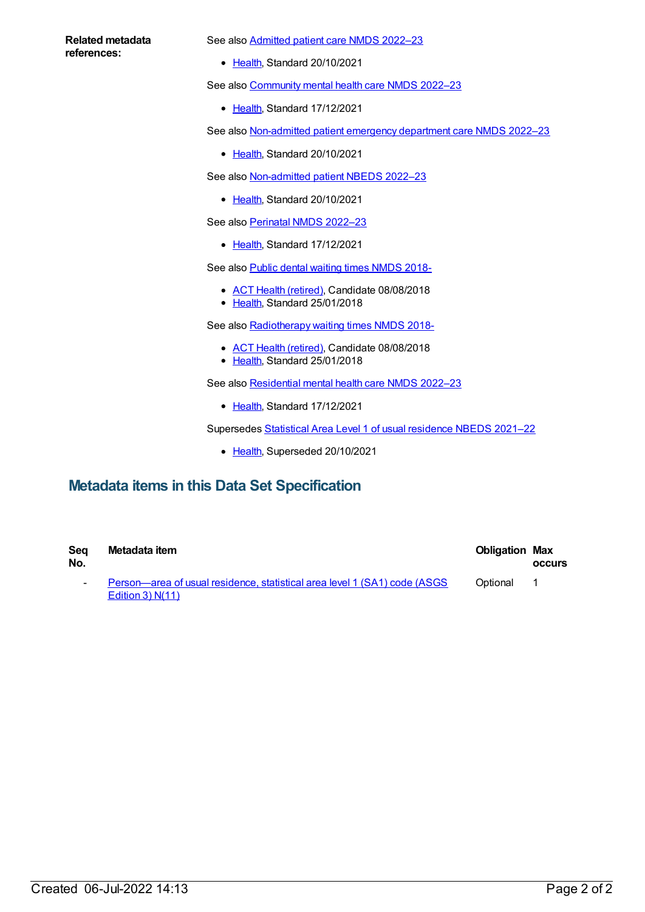**Related metadata references:**

See also Admitted patient care NMDS 2022–23

- Health, Standard 20/10/2021

See also Community mental health care NMDS 2022–23

- Health, Standard 17/12/2021

See also Non-admitted patient emergency department care NMDS 2022–23

- Health, Standard 20/10/2021

See also Non-admitted patient NBEDS 2022–23

- Health, Standard 20/10/2021

See also Perinatal NMDS 2022–23

- Health, Standard 17/12/2021

See also Public dental waiting times NMDS 2018-

- ACT Health (retired), Candidate 08/08/2018
- Health, Standard 25/01/2018

See also Radiotherapy waiting times NMDS 2018-

- ACT Health (retired), Candidate 08/08/2018
- Health, Standard 25/01/2018

See also Residential mental health care NMDS 2022–23

- Health, Standard 17/12/2021

Supersedes Statistical Area Level 1 of usual residence NBEDS 2021–22

- Health, Superseded 20/10/2021

## Metadata items in this Data Set Specification

| Seq No. | Metadata item | Obligation | Max occurs |
| --- | --- | --- | --- |
| - | Person—area of usual residence, statistical area level 1 (SA1) code (ASGS Edition 3) N(11) | Optional | 1 |